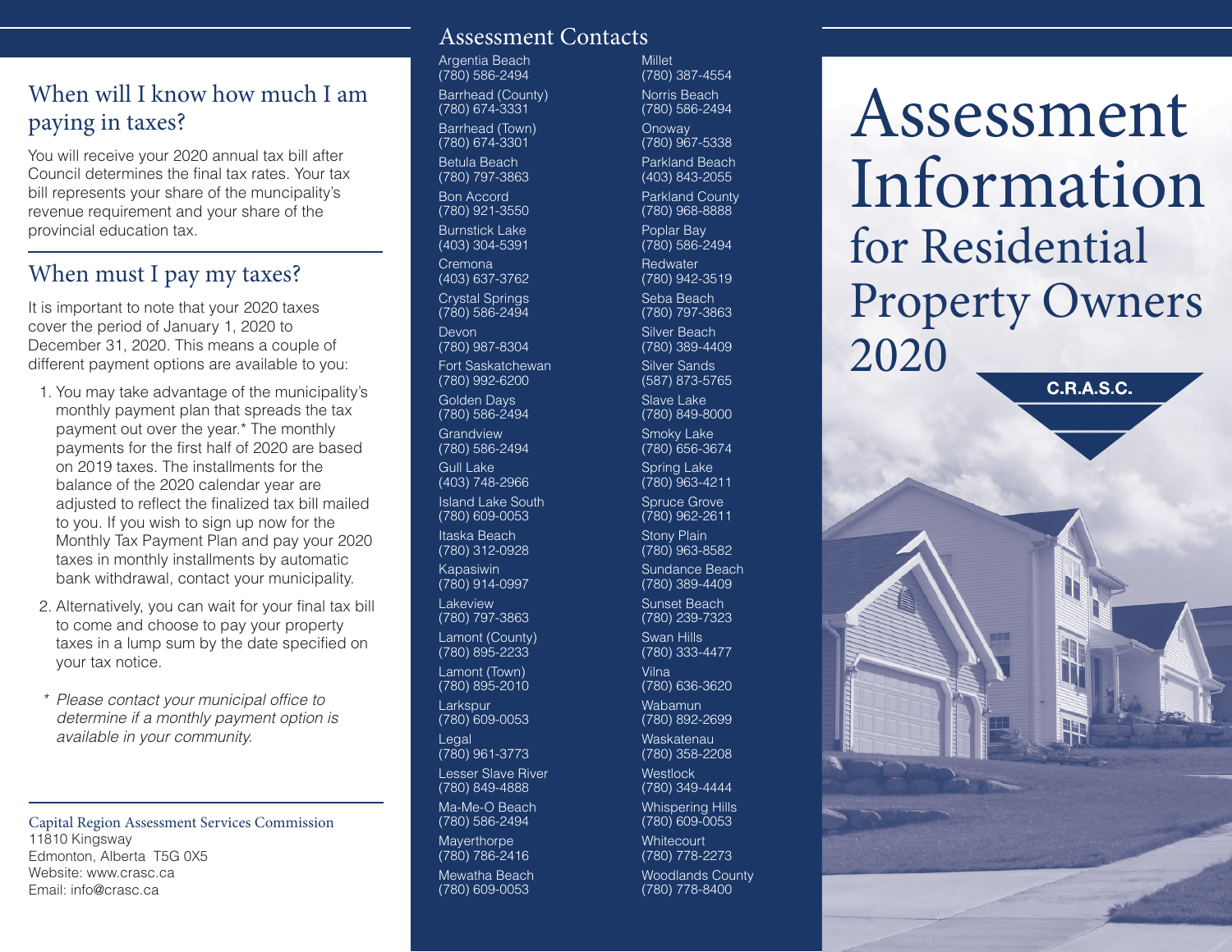## When will I know how much I am paying in taxes?

You will receive your 2020 annual tax bill after Council determines the final tax rates. Your tax bill represents your share of the muncipality's revenue requirement and your share of the provincial education tax.

## When must I pay my taxes?

It is important to note that your 2020 taxes cover the period of January 1, 2020 to December 31, 2020. This means a couple of different payment options are available to you:

1. You may take advantage of the municipality's monthly payment plan that spreads the tax payment out over the year.* The monthly payments for the first half of 2020 are based on 2019 taxes. The installments for the balance of the 2020 calendar year are adjusted to reflect the finalized tax bill mailed to you. If you wish to sign up now for the Monthly Tax Payment Plan and pay your 2020 taxes in monthly installments by automatic bank withdrawal, contact your municipality.
2. Alternatively, you can wait for your final tax bill to come and choose to pay your property taxes in a lump sum by the date specified on your tax notice.

\* *Please contact your municipal office to determine if a monthly payment option is available in your community.*

Capital Region Assessment Services Commission
11810 Kingsway
Edmonton, Alberta T5G 0X5
Website: www.crasc.ca
Email: info@crasc.ca

## Assessment Contacts

Argentia Beach
(780) 586-2494

Barrhead (County)
(780) 674-3331

Barrhead (Town)
(780) 674-3301

Betula Beach
(780) 797-3863

Bon Accord
(780) 921-3550

Burnstick Lake
(403) 304-5391

Cremona
(403) 637-3762

Crystal Springs
(780) 586-2494

Devon
(780) 987-8304

Fort Saskatchewan
(780) 992-6200

Golden Days
(780) 586-2494

Grandview
(780) 586-2494

Gull Lake
(403) 748-2966

Island Lake South
(780) 609-0053

Itaska Beach
(780) 312-0928

Kapasiwin
(780) 914-0997

Lakeview
(780) 797-3863

Lamont (County)
(780) 895-2233

Lamont (Town)
(780) 895-2010

Larkspur
(780) 609-0053

Legal
(780) 961-3773

Lesser Slave River
(780) 849-4888

Ma-Me-O Beach
(780) 586-2494

Mayerthorpe
(780) 786-2416

Mewatha Beach
(780) 609-0053

Millet
(780) 387-4554

Norris Beach
(780) 586-2494

Onoway
(780) 967-5338

Parkland Beach
(403) 843-2055

Parkland County
(780) 968-8888

Poplar Bay
(780) 586-2494

Redwater
(780) 942-3519

Seba Beach
(780) 797-3863

Silver Beach
(780) 389-4409

Silver Sands
(587) 873-5765

Slave Lake
(780) 849-8000

Smoky Lake
(780) 656-3674

Spring Lake
(780) 963-4211

Spruce Grove
(780) 962-2611

Stony Plain
(780) 963-8582

Sundance Beach
(780) 389-4409

Sunset Beach
(780) 239-7323

Swan Hills
(780) 333-4477

Vilna
(780) 636-3620

Wabamun
(780) 892-2699

Waskatenau
(780) 358-2208

Westlock
(780) 349-4444

Whispering Hills
(780) 609-0053

Whitecourt
(780) 778-2273

Woodlands County
(780) 778-8400

# Assessment Information for Residential Property Owners 2020

C.R.A.S.C.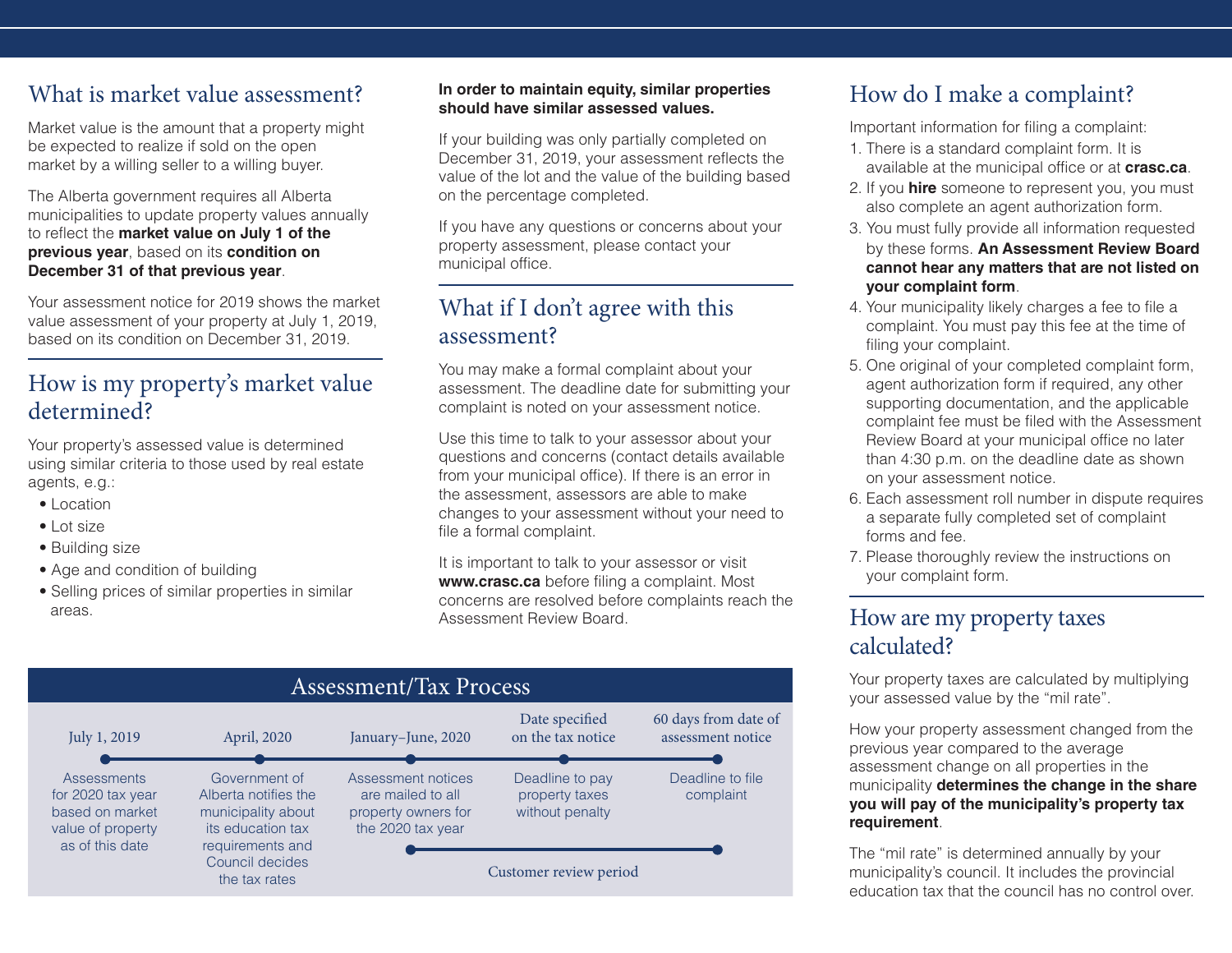## What is market value assessment?

Market value is the amount that a property might be expected to realize if sold on the open market by a willing seller to a willing buyer.

The Alberta government requires all Alberta municipalities to update property values annually to reflect the **market value on July 1 of the previous year**, based on its **condition on December 31 of that previous year**.

Your assessment notice for 2019 shows the market value assessment of your property at July 1, 2019, based on its condition on December 31, 2019.

## How is my property's market value determined?

Your property's assessed value is determined using similar criteria to those used by real estate agents, e.g.:

- Location
- Lot size
- Building size
- Age and condition of building
- Selling prices of similar properties in similar areas.

**In order to maintain equity, similar properties should have similar assessed values.**

If your building was only partially completed on December 31, 2019, your assessment reflects the value of the lot and the value of the building based on the percentage completed.

If you have any questions or concerns about your property assessment, please contact your municipal office.

## What if I don't agree with this assessment?

You may make a formal complaint about your assessment. The deadline date for submitting your complaint is noted on your assessment notice.

Use this time to talk to your assessor about your questions and concerns (contact details available from your municipal office). If there is an error in the assessment, assessors are able to make changes to your assessment without your need to file a formal complaint.

It is important to talk to your assessor or visit **www.crasc.ca** before filing a complaint. Most concerns are resolved before complaints reach the Assessment Review Board.

## Assessment/Tax Process

July 1, 2019
Assessments for 2020 tax year based on market value of property as of this date

April, 2020
Government of Alberta notifies the municipality about its education tax requirements and Council decides the tax rates

January–June, 2020
Assessment notices are mailed to all property owners for the 2020 tax year

Date specified on the tax notice
Deadline to pay property taxes without penalty

60 days from date of assessment notice
Deadline to file complaint

Customer review period

## How do I make a complaint?

Important information for filing a complaint:

1. There is a standard complaint form. It is available at the municipal office or at **crasc.ca**.
2. If you **hire** someone to represent you, you must also complete an agent authorization form.
3. You must fully provide all information requested by these forms. **An Assessment Review Board cannot hear any matters that are not listed on your complaint form**.
4. Your municipality likely charges a fee to file a complaint. You must pay this fee at the time of filing your complaint.
5. One original of your completed complaint form, agent authorization form if required, any other supporting documentation, and the applicable complaint fee must be filed with the Assessment Review Board at your municipal office no later than 4:30 p.m. on the deadline date as shown on your assessment notice.
6. Each assessment roll number in dispute requires a separate fully completed set of complaint forms and fee.
7. Please thoroughly review the instructions on your complaint form.

## How are my property taxes calculated?

Your property taxes are calculated by multiplying your assessed value by the "mil rate".

How your property assessment changed from the previous year compared to the average assessment change on all properties in the municipality **determines the change in the share you will pay of the municipality's property tax requirement**.

The "mil rate" is determined annually by your municipality's council. It includes the provincial education tax that the council has no control over.